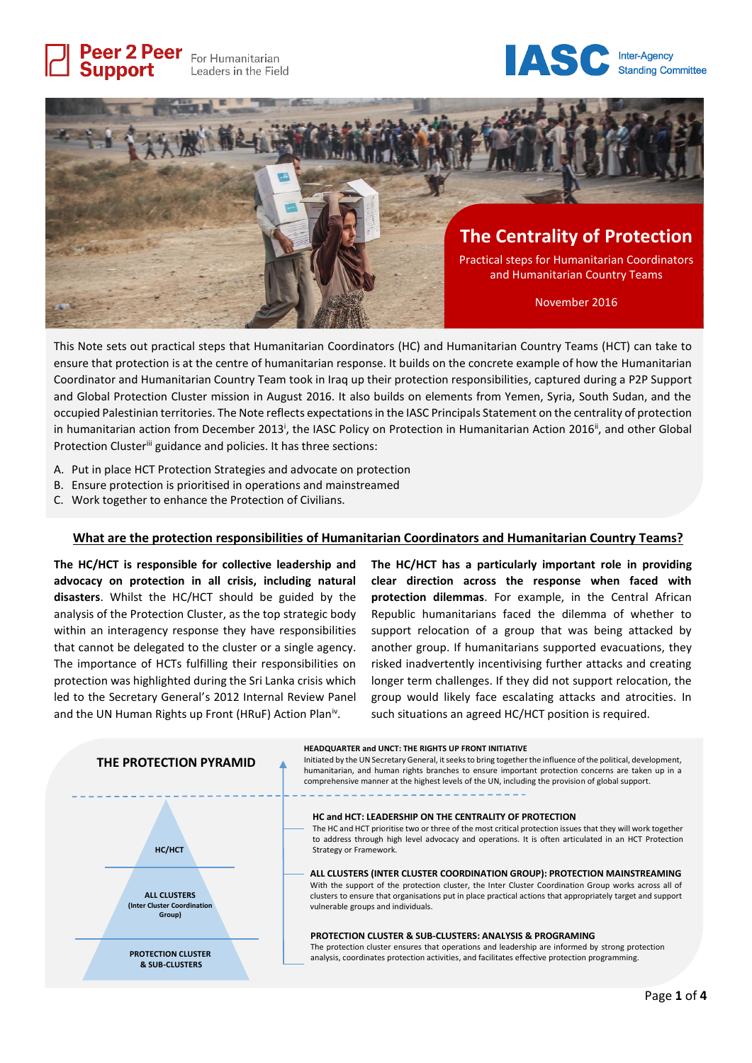Peer 2 Peer Support — For Humanitarian Leaders in the Field

IASC Inter-Agency Standing Committee

# The Centrality of Protection

Practical steps for Humanitarian Coordinators and Humanitarian Country Teams

November 2016

This Note sets out practical steps that Humanitarian Coordinators (HC) and Humanitarian Country Teams (HCT) can take to ensure that protection is at the centre of humanitarian response. It builds on the concrete example of how the Humanitarian Coordinator and Humanitarian Country Team took in Iraq up their protection responsibilities, captured during a P2P Support and Global Protection Cluster mission in August 2016. It also builds on elements from Yemen, Syria, South Sudan, and the occupied Palestinian territories. The Note reflects expectations in the IASC Principals Statement on the centrality of protection in humanitarian action from December 2013[i], the IASC Policy on Protection in Humanitarian Action 2016[ii], and other Global Protection Cluster[iii] guidance and policies. It has three sections:

A. Put in place HCT Protection Strategies and advocate on protection
B. Ensure protection is prioritised in operations and mainstreamed
C. Work together to enhance the Protection of Civilians.

## What are the protection responsibilities of Humanitarian Coordinators and Humanitarian Country Teams?

**The HC/HCT is responsible for collective leadership and advocacy on protection in all crisis, including natural disasters**. Whilst the HC/HCT should be guided by the analysis of the Protection Cluster, as the top strategic body within an interagency response they have responsibilities that cannot be delegated to the cluster or a single agency. The importance of HCTs fulfilling their responsibilities on protection was highlighted during the Sri Lanka crisis which led to the Secretary General's 2012 Internal Review Panel and the UN Human Rights up Front (HRuF) Action Plan[iv].

**The HC/HCT has a particularly important role in providing clear direction across the response when faced with protection dilemmas**. For example, in the Central African Republic humanitarians faced the dilemma of whether to support relocation of a group that was being attacked by another group. If humanitarians supported evacuations, they risked inadvertently incentivising further attacks and creating longer term challenges. If they did not support relocation, the group would likely face escalating attacks and atrocities. In such situations an agreed HC/HCT position is required.

### THE PROTECTION PYRAMID

- HC/HCT
- ALL CLUSTERS (Inter Cluster Coordination Group)
- PROTECTION CLUSTER & SUB-CLUSTERS

**HEADQUARTER and UNCT: THE RIGHTS UP FRONT INITIATIVE**
Initiated by the UN Secretary General, it seeks to bring together the influence of the political, development, humanitarian, and human rights branches to ensure important protection concerns are taken up in a comprehensive manner at the highest levels of the UN, including the provision of global support.

**HC and HCT: LEADERSHIP ON THE CENTRALITY OF PROTECTION**
The HC and HCT prioritise two or three of the most critical protection issues that they will work together to address through high level advocacy and operations. It is often articulated in an HCT Protection Strategy or Framework.

**ALL CLUSTERS (INTER CLUSTER COORDINATION GROUP): PROTECTION MAINSTREAMING**
With the support of the protection cluster, the Inter Cluster Coordination Group works across all of clusters to ensure that organisations put in place practical actions that appropriately target and support vulnerable groups and individuals.

**PROTECTION CLUSTER & SUB-CLUSTERS: ANALYSIS & PROGRAMING**
The protection cluster ensures that operations and leadership are informed by strong protection analysis, coordinates protection activities, and facilitates effective protection programming.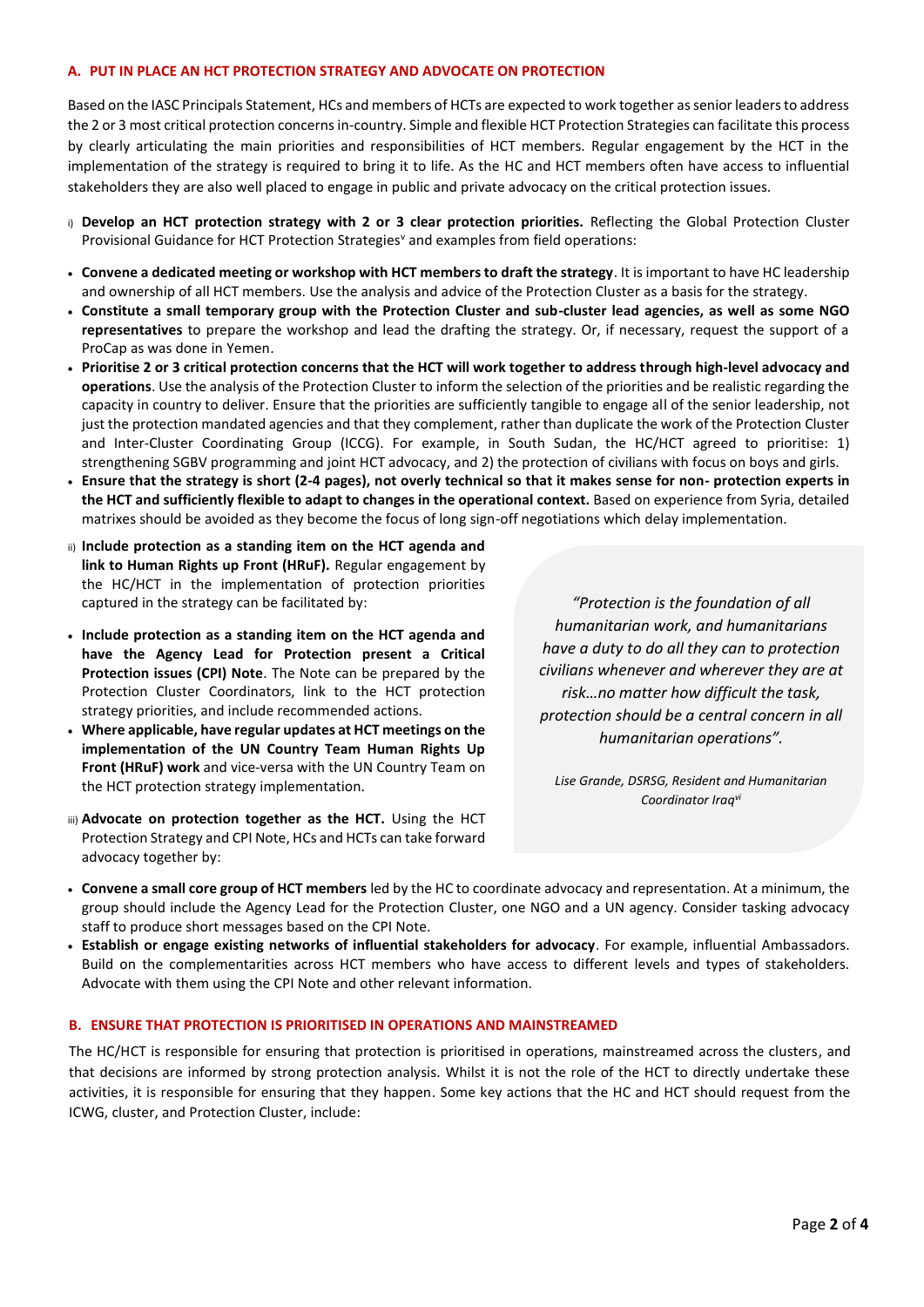## A. PUT IN PLACE AN HCT PROTECTION STRATEGY AND ADVOCATE ON PROTECTION

Based on the IASC Principals Statement, HCs and members of HCTs are expected to work together as senior leaders to address the 2 or 3 most critical protection concerns in-country. Simple and flexible HCT Protection Strategies can facilitate this process by clearly articulating the main priorities and responsibilities of HCT members. Regular engagement by the HCT in the implementation of the strategy is required to bring it to life. As the HC and HCT members often have access to influential stakeholders they are also well placed to engage in public and private advocacy on the critical protection issues.

i) **Develop an HCT protection strategy with 2 or 3 clear protection priorities.** Reflecting the Global Protection Cluster Provisional Guidance for HCT Protection Strategies[v] and examples from field operations:

- **Convene a dedicated meeting or workshop with HCT members to draft the strategy**. It is important to have HC leadership and ownership of all HCT members. Use the analysis and advice of the Protection Cluster as a basis for the strategy.
- **Constitute a small temporary group with the Protection Cluster and sub-cluster lead agencies, as well as some NGO representatives** to prepare the workshop and lead the drafting the strategy. Or, if necessary, request the support of a ProCap as was done in Yemen.
- **Prioritise 2 or 3 critical protection concerns that the HCT will work together to address through high-level advocacy and operations**. Use the analysis of the Protection Cluster to inform the selection of the priorities and be realistic regarding the capacity in country to deliver. Ensure that the priorities are sufficiently tangible to engage all of the senior leadership, not just the protection mandated agencies and that they complement, rather than duplicate the work of the Protection Cluster and Inter-Cluster Coordinating Group (ICCG). For example, in South Sudan, the HC/HCT agreed to prioritise: 1) strengthening SGBV programming and joint HCT advocacy, and 2) the protection of civilians with focus on boys and girls.
- **Ensure that the strategy is short (2-4 pages), not overly technical so that it makes sense for non- protection experts in the HCT and sufficiently flexible to adapt to changes in the operational context.** Based on experience from Syria, detailed matrixes should be avoided as they become the focus of long sign-off negotiations which delay implementation.

ii) **Include protection as a standing item on the HCT agenda and link to Human Rights up Front (HRuF).** Regular engagement by the HC/HCT in the implementation of protection priorities captured in the strategy can be facilitated by:

- **Include protection as a standing item on the HCT agenda and have the Agency Lead for Protection present a Critical Protection issues (CPI) Note**. The Note can be prepared by the Protection Cluster Coordinators, link to the HCT protection strategy priorities, and include recommended actions.
- **Where applicable, have regular updates at HCT meetings on the implementation of the UN Country Team Human Rights Up Front (HRuF) work** and vice-versa with the UN Country Team on the HCT protection strategy implementation.

iii) **Advocate on protection together as the HCT.** Using the HCT Protection Strategy and CPI Note, HCs and HCTs can take forward advocacy together by:

- **Convene a small core group of HCT members** led by the HC to coordinate advocacy and representation. At a minimum, the group should include the Agency Lead for the Protection Cluster, one NGO and a UN agency. Consider tasking advocacy staff to produce short messages based on the CPI Note.
- **Establish or engage existing networks of influential stakeholders for advocacy**. For example, influential Ambassadors. Build on the complementarities across HCT members who have access to different levels and types of stakeholders. Advocate with them using the CPI Note and other relevant information.

> *"Protection is the foundation of all humanitarian work, and humanitarians have a duty to do all they can to protection civilians whenever and wherever they are at risk…no matter how difficult the task, protection should be a central concern in all humanitarian operations".*
>
> *Lise Grande, DSRSG, Resident and Humanitarian Coordinator Iraq[vi]*

## B. ENSURE THAT PROTECTION IS PRIORITISED IN OPERATIONS AND MAINSTREAMED

The HC/HCT is responsible for ensuring that protection is prioritised in operations, mainstreamed across the clusters, and that decisions are informed by strong protection analysis. Whilst it is not the role of the HCT to directly undertake these activities, it is responsible for ensuring that they happen. Some key actions that the HC and HCT should request from the ICWG, cluster, and Protection Cluster, include: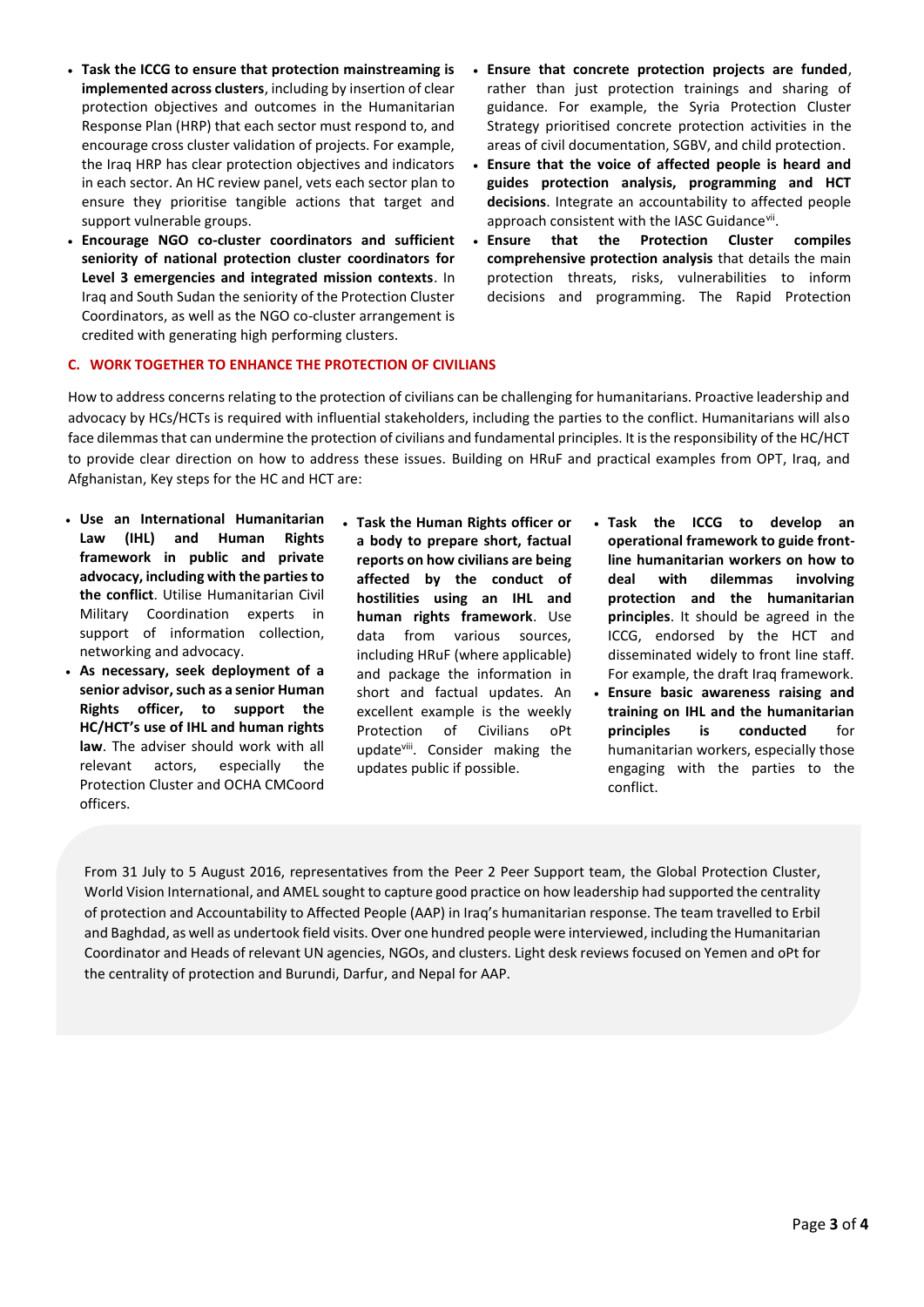- **Task the ICCG to ensure that protection mainstreaming is implemented across clusters**, including by insertion of clear protection objectives and outcomes in the Humanitarian Response Plan (HRP) that each sector must respond to, and encourage cross cluster validation of projects. For example, the Iraq HRP has clear protection objectives and indicators in each sector. An HC review panel, vets each sector plan to ensure they prioritise tangible actions that target and support vulnerable groups.
- **Encourage NGO co-cluster coordinators and sufficient seniority of national protection cluster coordinators for Level 3 emergencies and integrated mission contexts**. In Iraq and South Sudan the seniority of the Protection Cluster Coordinators, as well as the NGO co-cluster arrangement is credited with generating high performing clusters.
- **Ensure that concrete protection projects are funded**, rather than just protection trainings and sharing of guidance. For example, the Syria Protection Cluster Strategy prioritised concrete protection activities in the areas of civil documentation, SGBV, and child protection.
- **Ensure that the voice of affected people is heard and guides protection analysis, programming and HCT decisions**. Integrate an accountability to affected people approach consistent with the IASC Guidance[vii].
- **Ensure that the Protection Cluster compiles comprehensive protection analysis** that details the main protection threats, risks, vulnerabilities to inform decisions and programming. The Rapid Protection

## C. WORK TOGETHER TO ENHANCE THE PROTECTION OF CIVILIANS

How to address concerns relating to the protection of civilians can be challenging for humanitarians. Proactive leadership and advocacy by HCs/HCTs is required with influential stakeholders, including the parties to the conflict. Humanitarians will also face dilemmas that can undermine the protection of civilians and fundamental principles. It is the responsibility of the HC/HCT to provide clear direction on how to address these issues. Building on HRuF and practical examples from OPT, Iraq, and Afghanistan, Key steps for the HC and HCT are:

- **Use an International Humanitarian Law (IHL) and Human Rights framework in public and private advocacy, including with the parties to the conflict**. Utilise Humanitarian Civil Military Coordination experts in support of information collection, networking and advocacy.
- **As necessary, seek deployment of a senior advisor, such as a senior Human Rights officer, to support the HC/HCT's use of IHL and human rights law**. The adviser should work with all relevant actors, especially the Protection Cluster and OCHA CMCoord officers.
- **Task the Human Rights officer or a body to prepare short, factual reports on how civilians are being affected by the conduct of hostilities using an IHL and human rights framework**. Use data from various sources, including HRuF (where applicable) and package the information in short and factual updates. An excellent example is the weekly Protection of Civilians oPt update[viii]. Consider making the updates public if possible.
- **Task the ICCG to develop an operational framework to guide front-line humanitarian workers on how to deal with dilemmas involving protection and the humanitarian principles**. It should be agreed in the ICCG, endorsed by the HCT and disseminated widely to front line staff. For example, the draft Iraq framework.
- **Ensure basic awareness raising and training on IHL and the humanitarian principles is conducted** for humanitarian workers, especially those engaging with the parties to the conflict.

From 31 July to 5 August 2016, representatives from the Peer 2 Peer Support team, the Global Protection Cluster, World Vision International, and AMEL sought to capture good practice on how leadership had supported the centrality of protection and Accountability to Affected People (AAP) in Iraq's humanitarian response. The team travelled to Erbil and Baghdad, as well as undertook field visits. Over one hundred people were interviewed, including the Humanitarian Coordinator and Heads of relevant UN agencies, NGOs, and clusters. Light desk reviews focused on Yemen and oPt for the centrality of protection and Burundi, Darfur, and Nepal for AAP.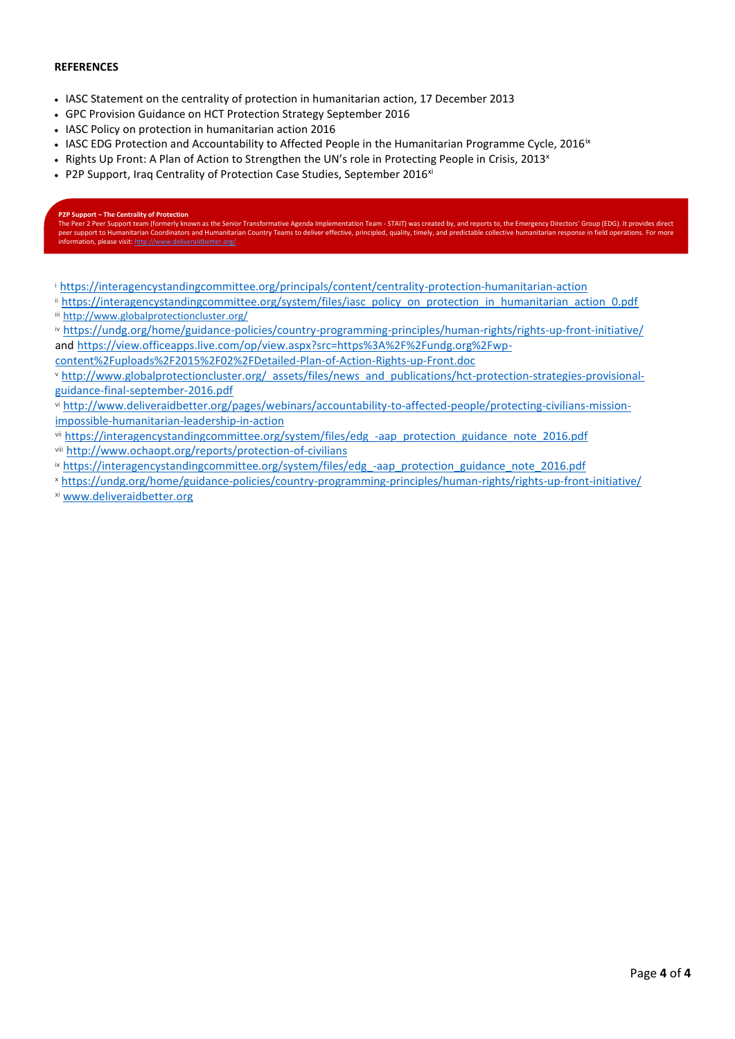**REFERENCES**

- IASC Statement on the centrality of protection in humanitarian action, 17 December 2013
- GPC Provision Guidance on HCT Protection Strategy September 2016
- IASC Policy on protection in humanitarian action 2016
- IASC EDG Protection and Accountability to Affected People in the Humanitarian Programme Cycle, 2016[ix]
- Rights Up Front: A Plan of Action to Strengthen the UN's role in Protecting People in Crisis, 2013[x]
- P2P Support, Iraq Centrality of Protection Case Studies, September 2016[xi]

**P2P Support – The Centrality of Protection**
The Peer 2 Peer Support team (formerly known as the Senior Transformative Agenda Implementation Team - STAIT) was created by, and reports to, the Emergency Directors' Group (EDG). It provides direct peer support to Humanitarian Coordinators and Humanitarian Country Teams to deliver effective, principled, quality, timely, and predictable collective humanitarian response in field operations. For more information, please visit: http://www.deliveraidbetter.org/

[i] https://interagencystandingcommittee.org/principals/content/centrality-protection-humanitarian-action
[ii] https://interagencystandingcommittee.org/system/files/iasc_policy_on_protection_in_humanitarian_action_0.pdf
[iii] http://www.globalprotectioncluster.org/
[iv] https://undg.org/home/guidance-policies/country-programming-principles/human-rights/rights-up-front-initiative/ and https://view.officeapps.live.com/op/view.aspx?src=https%3A%2F%2Fundg.org%2Fwp-content%2Fuploads%2F2015%2F02%2FDetailed-Plan-of-Action-Rights-up-Front.doc
[v] http://www.globalprotectioncluster.org/_assets/files/news_and_publications/hct-protection-strategies-provisional-guidance-final-september-2016.pdf
[vi] http://www.deliveraidbetter.org/pages/webinars/accountability-to-affected-people/protecting-civilians-mission-impossible-humanitarian-leadership-in-action
[vii] https://interagencystandingcommittee.org/system/files/edg_-aap_protection_guidance_note_2016.pdf
[viii] http://www.ochaopt.org/reports/protection-of-civilians
[ix] https://interagencystandingcommittee.org/system/files/edg_-aap_protection_guidance_note_2016.pdf
[x] https://undg.org/home/guidance-policies/country-programming-principles/human-rights/rights-up-front-initiative/
[xi] www.deliveraidbetter.org